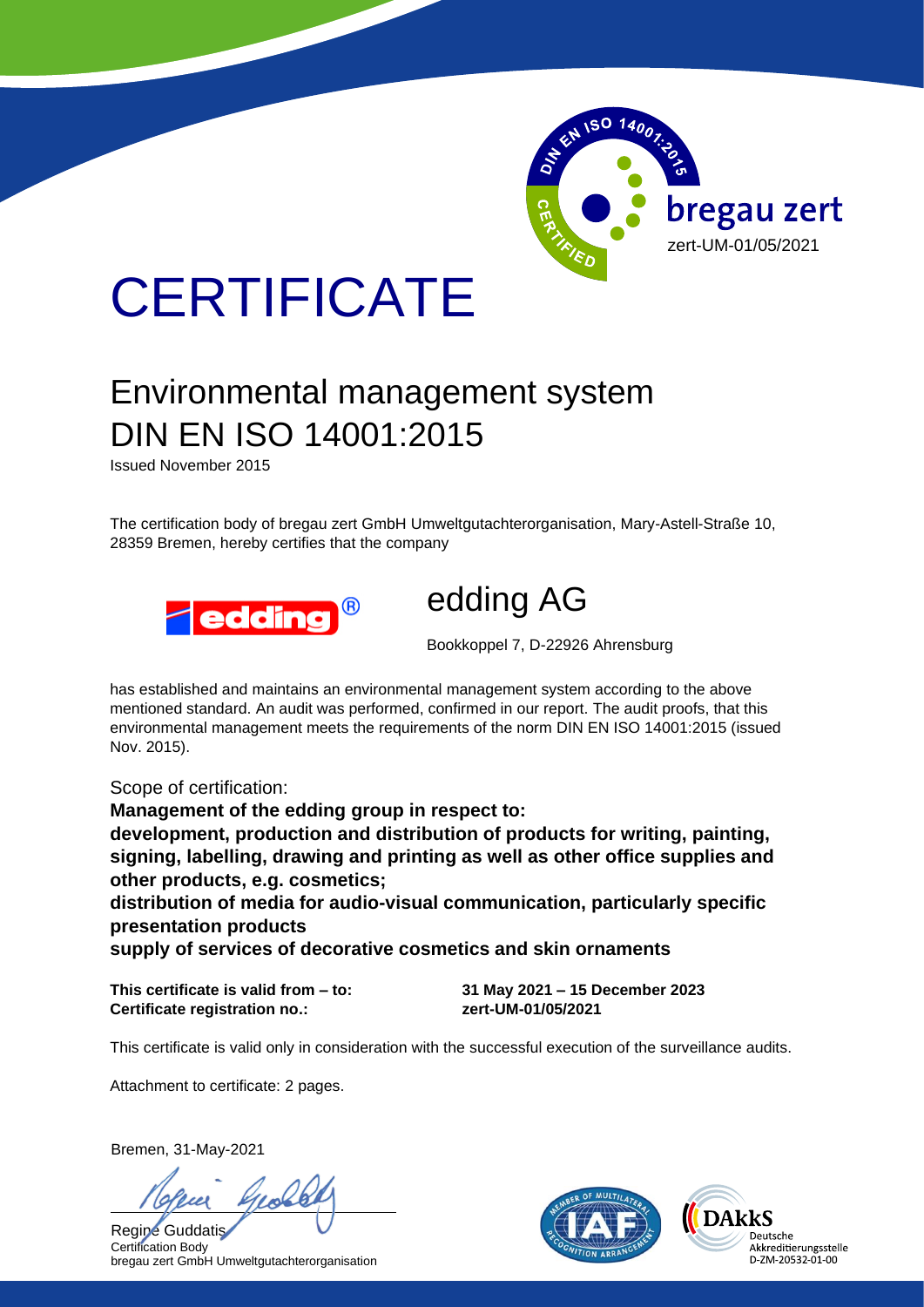DIN EN ISO 14001:2015 CERTIFIED

bregau zert
zert-UM-01/05/2021

# CERTIFICATE

## Environmental management system
## DIN EN ISO 14001:2015

Issued November 2015

The certification body of bregau zert GmbH Umweltgutachterorganisation, Mary-Astell-Straße 10, 28359 Bremen, hereby certifies that the company

edding®

## edding AG

Bookkoppel 7, D-22926 Ahrensburg

has established and maintains an environmental management system according to the above mentioned standard. An audit was performed, confirmed in our report. The audit proofs, that this environmental management meets the requirements of the norm DIN EN ISO 14001:2015 (issued Nov. 2015).

Scope of certification:

**Management of the edding group in respect to:**
**development, production and distribution of products for writing, painting, signing, labelling, drawing and printing as well as other office supplies and other products, e.g. cosmetics;**
**distribution of media for audio-visual communication, particularly specific presentation products**
**supply of services of decorative cosmetics and skin ornaments**

| | |
|---|---|
| **This certificate is valid from – to:** | **31 May 2021 – 15 December 2023** |
| **Certificate registration no.:** | **zert-UM-01/05/2021** |

This certificate is valid only in consideration with the successful execution of the surveillance audits.

Attachment to certificate: 2 pages.

Bremen, 31-May-2021

Regine Guddatis
Certification Body
bregau zert GmbH Umweltgutachterorganisation

MEMBER OF MULTILATERAL RECOGNITION ARRANGEMENT IAF

DAkkS
Deutsche
Akkreditierungsstelle
D-ZM-20532-01-00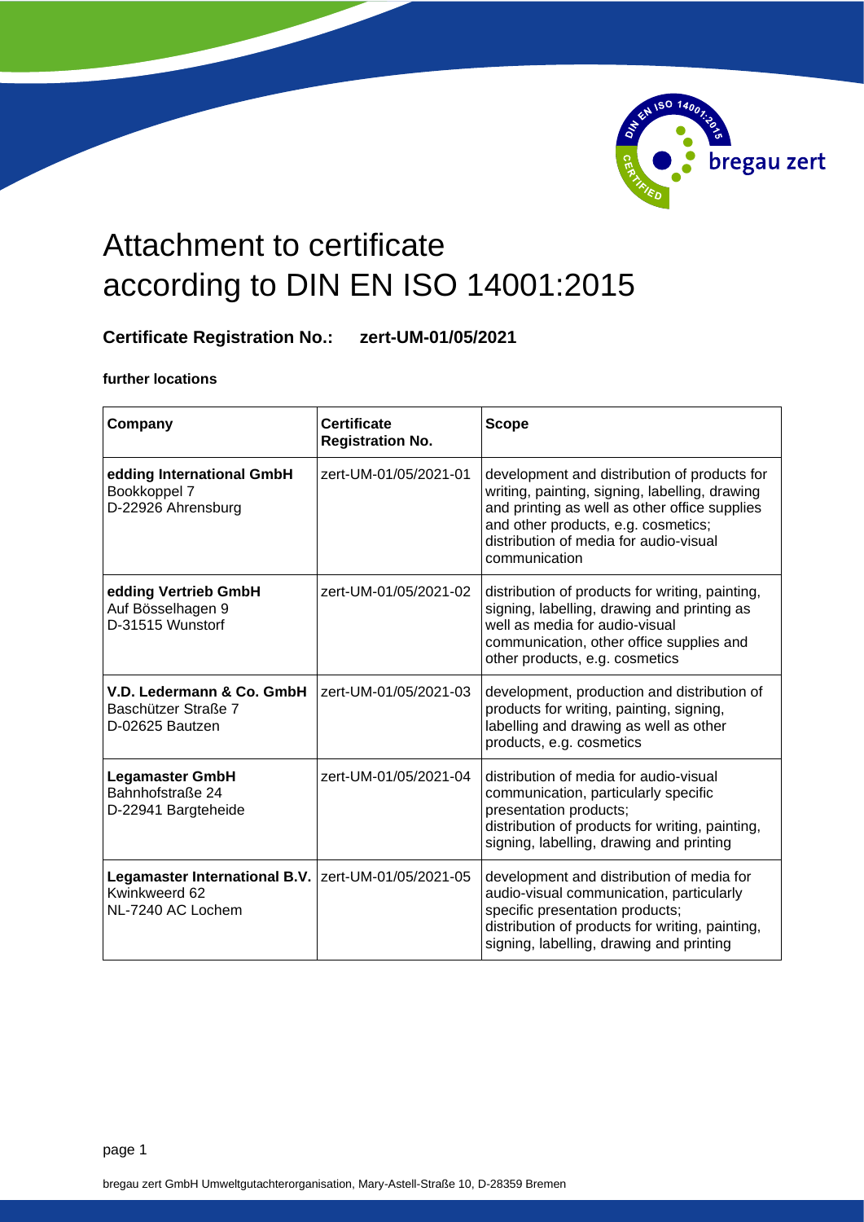# Attachment to certificate according to DIN EN ISO 14001:2015

**Certificate Registration No.: zert-UM-01/05/2021**

**further locations**

| Company | Certificate Registration No. | Scope |
|---|---|---|
| **edding International GmbH**<br>Bookkoppel 7<br>D-22926 Ahrensburg | zert-UM-01/05/2021-01 | development and distribution of products for writing, painting, signing, labelling, drawing and printing as well as other office supplies and other products, e.g. cosmetics; distribution of media for audio-visual communication |
| **edding Vertrieb GmbH**<br>Auf Bösselhagen 9<br>D-31515 Wunstorf | zert-UM-01/05/2021-02 | distribution of products for writing, painting, signing, labelling, drawing and printing as well as media for audio-visual communication, other office supplies and other products, e.g. cosmetics |
| **V.D. Ledermann & Co. GmbH**<br>Baschützer Straße 7<br>D-02625 Bautzen | zert-UM-01/05/2021-03 | development, production and distribution of products for writing, painting, signing, labelling and drawing as well as other products, e.g. cosmetics |
| **Legamaster GmbH**<br>Bahnhofstraße 24<br>D-22941 Bargteheide | zert-UM-01/05/2021-04 | distribution of media for audio-visual communication, particularly specific presentation products;<br>distribution of products for writing, painting, signing, labelling, drawing and printing |
| **Legamaster International B.V.**<br>Kwinkweerd 62<br>NL-7240 AC Lochem | zert-UM-01/05/2021-05 | development and distribution of media for audio-visual communication, particularly specific presentation products;<br>distribution of products for writing, painting, signing, labelling, drawing and printing |

bregau zert GmbH Umweltgutachterorganisation, Mary-Astell-Straße 10, D-28359 Bremen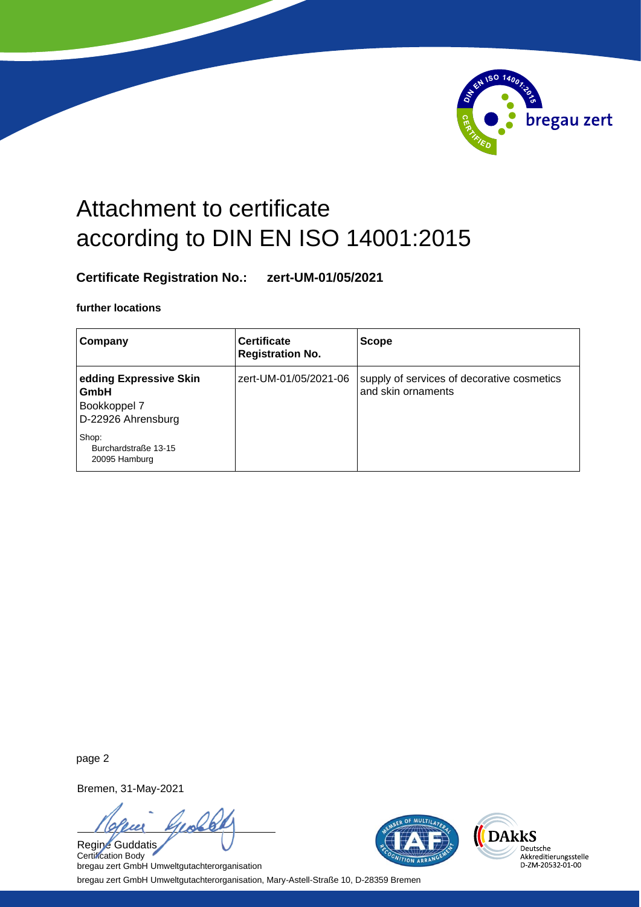# Attachment to certificate according to DIN EN ISO 14001:2015

**Certificate Registration No.: zert-UM-01/05/2021**

**further locations**

| Company | Certificate Registration No. | Scope |
|---|---|---|
| **edding Expressive Skin GmbH** Bookkoppel 7 D-22926 Ahrensburg<br><br>Shop: Burchardstraße 13-15 20095 Hamburg | zert-UM-01/05/2021-06 | supply of services of decorative cosmetics and skin ornaments |

Bremen, 31-May-2021

Regine Guddatis
Certification Body
bregau zert GmbH Umweltgutachterorganisation

bregau zert GmbH Umweltgutachterorganisation, Mary-Astell-Straße 10, D-28359 Bremen

DAkkS Deutsche Akkreditierungsstelle D-ZM-20532-01-00